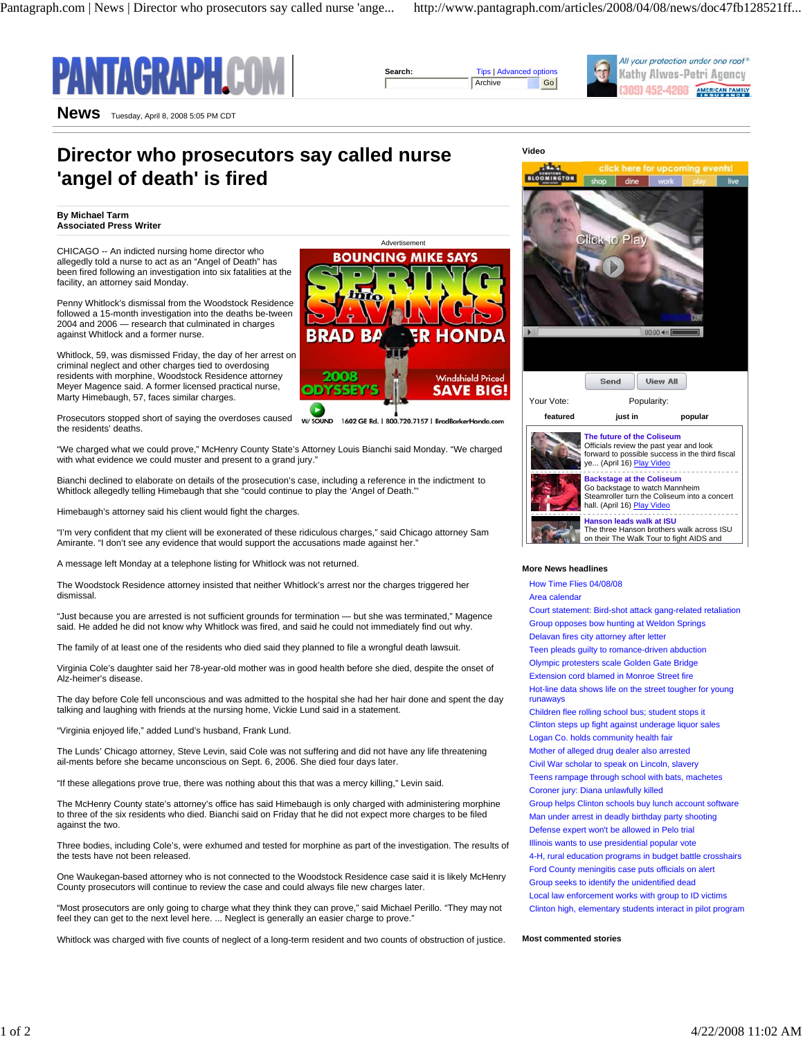# Director who prosecutors say called nurse 'angel of death' is fired

**By Michael Tarm**
**Associated Press Writer**

CHICAGO -- An indicted nursing home director who allegedly told a nurse to act as an "Angel of Death" has been fired following an investigation into six fatalities at the facility, an attorney said Monday.

Penny Whitlock's dismissal from the Woodstock Residence followed a 15-month investigation into the deaths be-tween 2004 and 2006 — research that culminated in charges against Whitlock and a former nurse.

Whitlock, 59, was dismissed Friday, the day of her arrest on criminal neglect and other charges tied to overdosing residents with morphine, Woodstock Residence attorney Meyer Magence said. A former licensed practical nurse, Marty Himebaugh, 57, faces similar charges.

Prosecutors stopped short of saying the overdoses caused the residents' deaths.

"We charged what we could prove," McHenry County State's Attorney Louis Bianchi said Monday. "We charged with what evidence we could muster and present to a grand jury."

Bianchi declined to elaborate on details of the prosecution's case, including a reference in the indictment to Whitlock allegedly telling Himebaugh that she "could continue to play the 'Angel of Death.'"

Himebaugh's attorney said his client would fight the charges.

"I'm very confident that my client will be exonerated of these ridiculous charges," said Chicago attorney Sam Amirante. "I don't see any evidence that would support the accusations made against her."

A message left Monday at a telephone listing for Whitlock was not returned.

The Woodstock Residence attorney insisted that neither Whitlock's arrest nor the charges triggered her dismissal.

"Just because you are arrested is not sufficient grounds for termination — but she was terminated," Magence said. He added he did not know why Whitlock was fired, and said he could not immediately find out why.

The family of at least one of the residents who died said they planned to file a wrongful death lawsuit.

Virginia Cole's daughter said her 78-year-old mother was in good health before she died, despite the onset of Alz-heimer's disease.

The day before Cole fell unconscious and was admitted to the hospital she had her hair done and spent the day talking and laughing with friends at the nursing home, Vickie Lund said in a statement.

"Virginia enjoyed life," added Lund's husband, Frank Lund.

The Lunds' Chicago attorney, Steve Levin, said Cole was not suffering and did not have any life threatening ail-ments before she became unconscious on Sept. 6, 2006. She died four days later.

"If these allegations prove true, there was nothing about this that was a mercy killing," Levin said.

The McHenry County state's attorney's office has said Himebaugh is only charged with administering morphine to three of the six residents who died. Bianchi said on Friday that he did not expect more charges to be filed against the two.

Three bodies, including Cole's, were exhumed and tested for morphine as part of the investigation. The results of the tests have not been released.

One Waukegan-based attorney who is not connected to the Woodstock Residence case said it is likely McHenry County prosecutors will continue to review the case and could always file new charges later.

"Most prosecutors are only going to charge what they think they can prove," said Michael Perillo. "They may not feel they can get to the next level here. ... Neglect is generally an easier charge to prove."

Whitlock was charged with five counts of neglect of a long-term resident and two counts of obstruction of justice.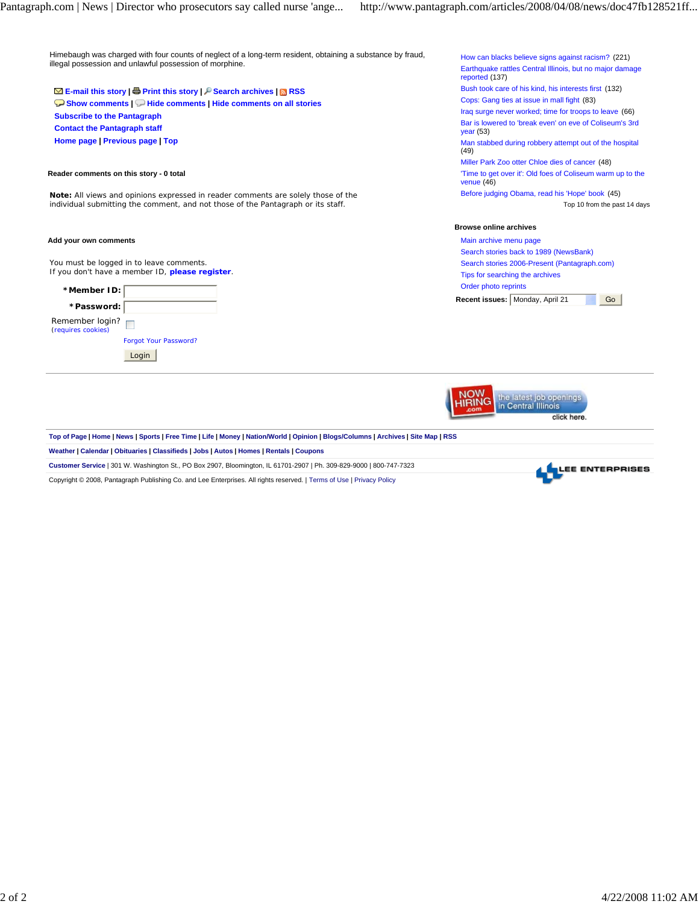Himebaugh was charged with four counts of neglect of a long-term resident, obtaining a substance by fraud, illegal possession and unlawful possession of morphine.

**E-mail this story** | **Print this story** | **Search archives** | **RSS**
**Show comments** | **Hide comments** | **Hide comments on all stories**
**Subscribe to the Pantagraph**
**Contact the Pantagraph staff**
**Home page** | **Previous page** | **Top**

**Reader comments on this story - 0 total**

**Note:** All views and opinions expressed in reader comments are solely those of the individual submitting the comment, and not those of the Pantagraph or its staff.

**Add your own comments**

You must be logged in to leave comments.
If you don't have a member ID, **please register**.

***Member ID:**

***Password:**

Remember login?
(requires cookies)

Forgot Your Password?

Login

How can blacks believe signs against racism? (221)
Earthquake rattles Central Illinois, but no major damage reported (137)
Bush took care of his kind, his interests first (132)
Cops: Gang ties at issue in mall fight (83)
Iraq surge never worked; time for troops to leave (66)
Bar is lowered to 'break even' on eve of Coliseum's 3rd year (53)
Man stabbed during robbery attempt out of the hospital (49)
Miller Park Zoo otter Chloe dies of cancer (48)
'Time to get over it': Old foes of Coliseum warm up to the venue (46)
Before judging Obama, read his 'Hope' book (45)

Top 10 from the past 14 days

**Browse online archives**

Main archive menu page
Search stories back to 1989 (NewsBank)
Search stories 2006-Present (Pantagraph.com)
Tips for searching the archives
Order photo reprints

**Recent issues:** Monday, April 21 Go

NOW HIRING .com the latest job openings in Central Illinois click here.

**Top of Page** | **Home** | **News** | **Sports** | **Free Time** | **Life** | **Money** | **Nation/World** | **Opinion** | **Blogs/Columns** | **Archives** | **Site Map** | **RSS**

**Weather** | **Calendar** | **Obituaries** | **Classifieds** | **Jobs** | **Autos** | **Homes** | **Rentals** | **Coupons**

**Customer Service** | 301 W. Washington St., PO Box 2907, Bloomington, IL 61701-2907 | Ph. 309-829-9000 | 800-747-7323

LEE ENTERPRISES

Copyright © 2008, Pantagraph Publishing Co. and Lee Enterprises. All rights reserved. | Terms of Use | Privacy Policy